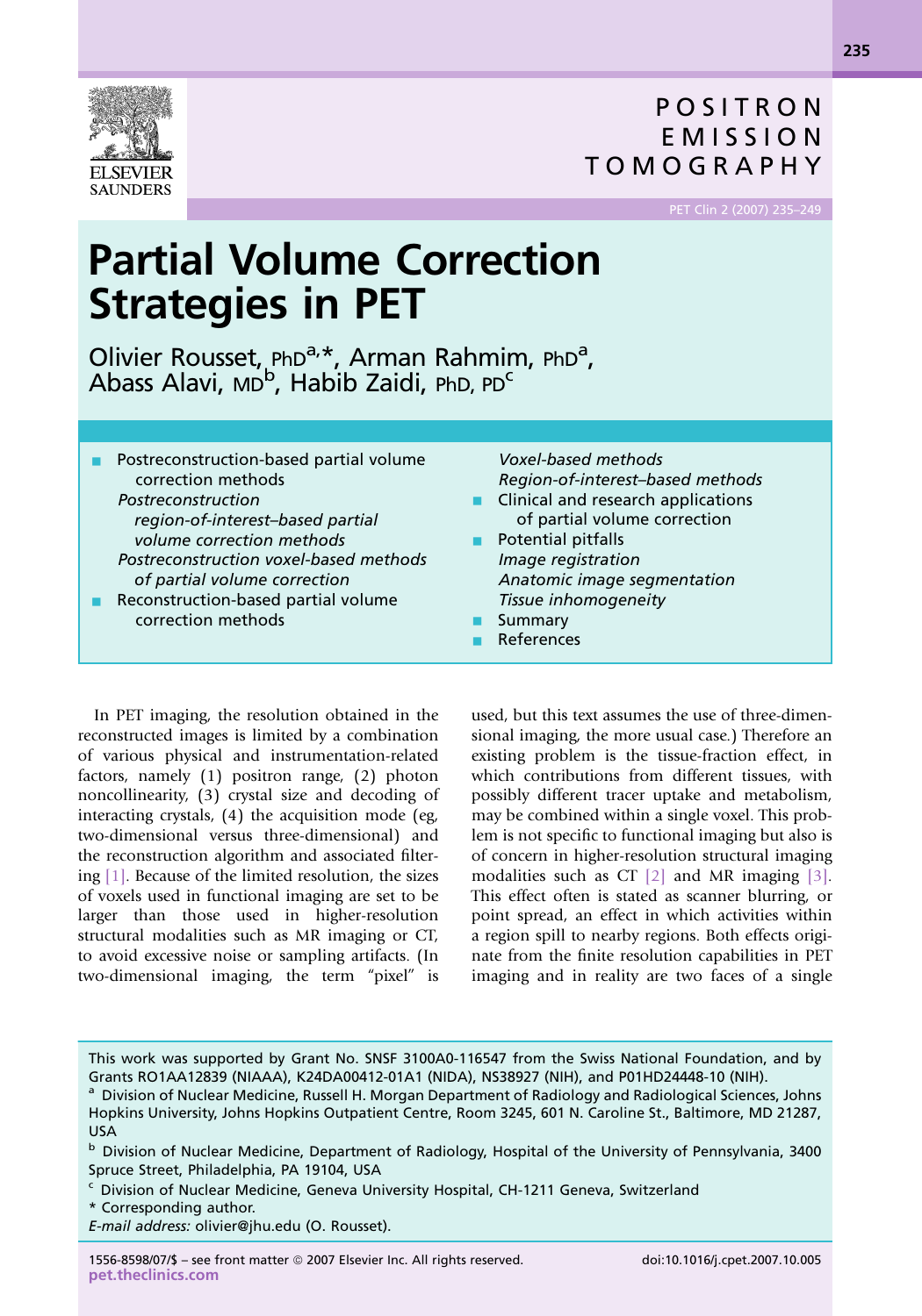# Partial Volume Correction Strategies in PET

Olivier Rousset, PhD[a,*], Arman Rahmim, PhD[a], Abass Alavi, MD[b], Habib Zaidi, PhD, PD[c]

- Postreconstruction-based partial volume correction methods
  - *Postreconstruction region-of-interest–based partial volume correction methods*
  - *Postreconstruction voxel-based methods of partial volume correction*
- Reconstruction-based partial volume correction methods
  - *Voxel-based methods*
  - *Region-of-interest–based methods*
- Clinical and research applications of partial volume correction
- Potential pitfalls
  - *Image registration*
  - *Anatomic image segmentation*
  - *Tissue inhomogeneity*
- Summary
- References

In PET imaging, the resolution obtained in the reconstructed images is limited by a combination of various physical and instrumentation-related factors, namely (1) positron range, (2) photon noncollinearity, (3) crystal size and decoding of interacting crystals, (4) the acquisition mode (eg, two-dimensional versus three-dimensional) and the reconstruction algorithm and associated filtering [1]. Because of the limited resolution, the sizes of voxels used in functional imaging are set to be larger than those used in higher-resolution structural modalities such as MR imaging or CT, to avoid excessive noise or sampling artifacts. (In two-dimensional imaging, the term "pixel" is used, but this text assumes the use of three-dimensional imaging, the more usual case.) Therefore an existing problem is the tissue-fraction effect, in which contributions from different tissues, with possibly different tracer uptake and metabolism, may be combined within a single voxel. This problem is not specific to functional imaging but also is of concern in higher-resolution structural imaging modalities such as CT [2] and MR imaging [3]. This effect often is stated as scanner blurring, or point spread, an effect in which activities within a region spill to nearby regions. Both effects originate from the finite resolution capabilities in PET imaging and in reality are two faces of a single

This work was supported by Grant No. SNSF 3100A0-116547 from the Swiss National Foundation, and by Grants RO1AA12839 (NIAAA), K24DA00412-01A1 (NIDA), NS38927 (NIH), and P01HD24448-10 (NIH).

[a] Division of Nuclear Medicine, Russell H. Morgan Department of Radiology and Radiological Sciences, Johns Hopkins University, Johns Hopkins Outpatient Centre, Room 3245, 601 N. Caroline St., Baltimore, MD 21287, USA

[b] Division of Nuclear Medicine, Department of Radiology, Hospital of the University of Pennsylvania, 3400 Spruce Street, Philadelphia, PA 19104, USA

[c] Division of Nuclear Medicine, Geneva University Hospital, CH-1211 Geneva, Switzerland

\* Corresponding author.

*E-mail address:* olivier@jhu.edu (O. Rousset).

1556-8598/07/$ – see front matter © 2007 Elsevier Inc. All rights reserved. doi:10.1016/j.cpet.2007.10.005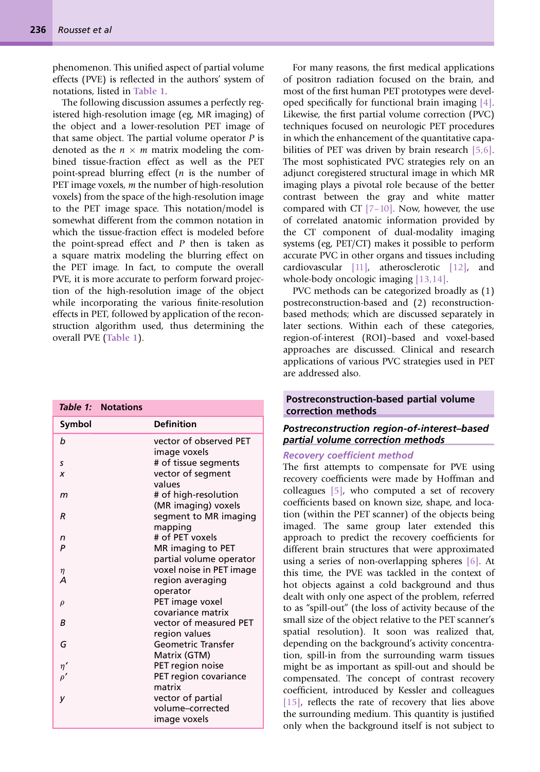phenomenon. This unified aspect of partial volume effects (PVE) is reflected in the authors' system of notations, listed in Table 1.

The following discussion assumes a perfectly registered high-resolution image (eg, MR imaging) of the object and a lower-resolution PET image of that same object. The partial volume operator $P$ is denoted as the $n \times m$ matrix modeling the combined tissue-fraction effect as well as the PET point-spread blurring effect ($n$ is the number of PET image voxels, $m$ the number of high-resolution voxels) from the space of the high-resolution image to the PET image space. This notation/model is somewhat different from the common notation in which the tissue-fraction effect is modeled before the point-spread effect and $P$ then is taken as a square matrix modeling the blurring effect on the PET image. In fact, to compute the overall PVE, it is more accurate to perform forward projection of the high-resolution image of the object while incorporating the various finite-resolution effects in PET, followed by application of the reconstruction algorithm used, thus determining the overall PVE (Table 1).

*Table 1:* **Notations**

| Symbol | Definition |
|---|---|
| $b$ | vector of observed PET image voxels |
| $s$ | # of tissue segments |
| $x$ | vector of segment values |
| $m$ | # of high-resolution (MR imaging) voxels |
| $R$ | segment to MR imaging mapping |
| $n$ | # of PET voxels |
| $P$ | MR imaging to PET partial volume operator |
| $\eta$ | voxel noise in PET image |
| $A$ | region averaging operator |
| $\rho$ | PET image voxel covariance matrix |
| $B$ | vector of measured PET region values |
| $G$ | Geometric Transfer Matrix (GTM) |
| $\eta'$ | PET region noise |
| $\rho'$ | PET region covariance matrix |
| $y$ | vector of partial volume–corrected image voxels |

For many reasons, the first medical applications of positron radiation focused on the brain, and most of the first human PET prototypes were developed specifically for functional brain imaging [4]. Likewise, the first partial volume correction (PVC) techniques focused on neurologic PET procedures in which the enhancement of the quantitative capabilities of PET was driven by brain research [5,6]. The most sophisticated PVC strategies rely on an adjunct coregistered structural image in which MR imaging plays a pivotal role because of the better contrast between the gray and white matter compared with CT [7–10]. Now, however, the use of correlated anatomic information provided by the CT component of dual-modality imaging systems (eg, PET/CT) makes it possible to perform accurate PVC in other organs and tissues including cardiovascular [11], atherosclerotic [12], and whole-body oncologic imaging [13,14].

PVC methods can be categorized broadly as (1) postreconstruction-based and (2) reconstruction-based methods; which are discussed separately in later sections. Within each of these categories, region-of-interest (ROI)–based and voxel-based approaches are discussed. Clinical and research applications of various PVC strategies used in PET are addressed also.

## Postreconstruction-based partial volume correction methods

### *Postreconstruction region-of-interest–based partial volume correction methods*

#### *Recovery coefficient method*

The first attempts to compensate for PVE using recovery coefficients were made by Hoffman and colleagues [5], who computed a set of recovery coefficients based on known size, shape, and location (within the PET scanner) of the objects being imaged. The same group later extended this approach to predict the recovery coefficients for different brain structures that were approximated using a series of non-overlapping spheres [6]. At this time, the PVE was tackled in the context of hot objects against a cold background and thus dealt with only one aspect of the problem, referred to as "spill-out" (the loss of activity because of the small size of the object relative to the PET scanner's spatial resolution). It soon was realized that, depending on the background's activity concentration, spill-in from the surrounding warm tissues might be as important as spill-out and should be compensated. The concept of contrast recovery coefficient, introduced by Kessler and colleagues [15], reflects the rate of recovery that lies above the surrounding medium. This quantity is justified only when the background itself is not subject to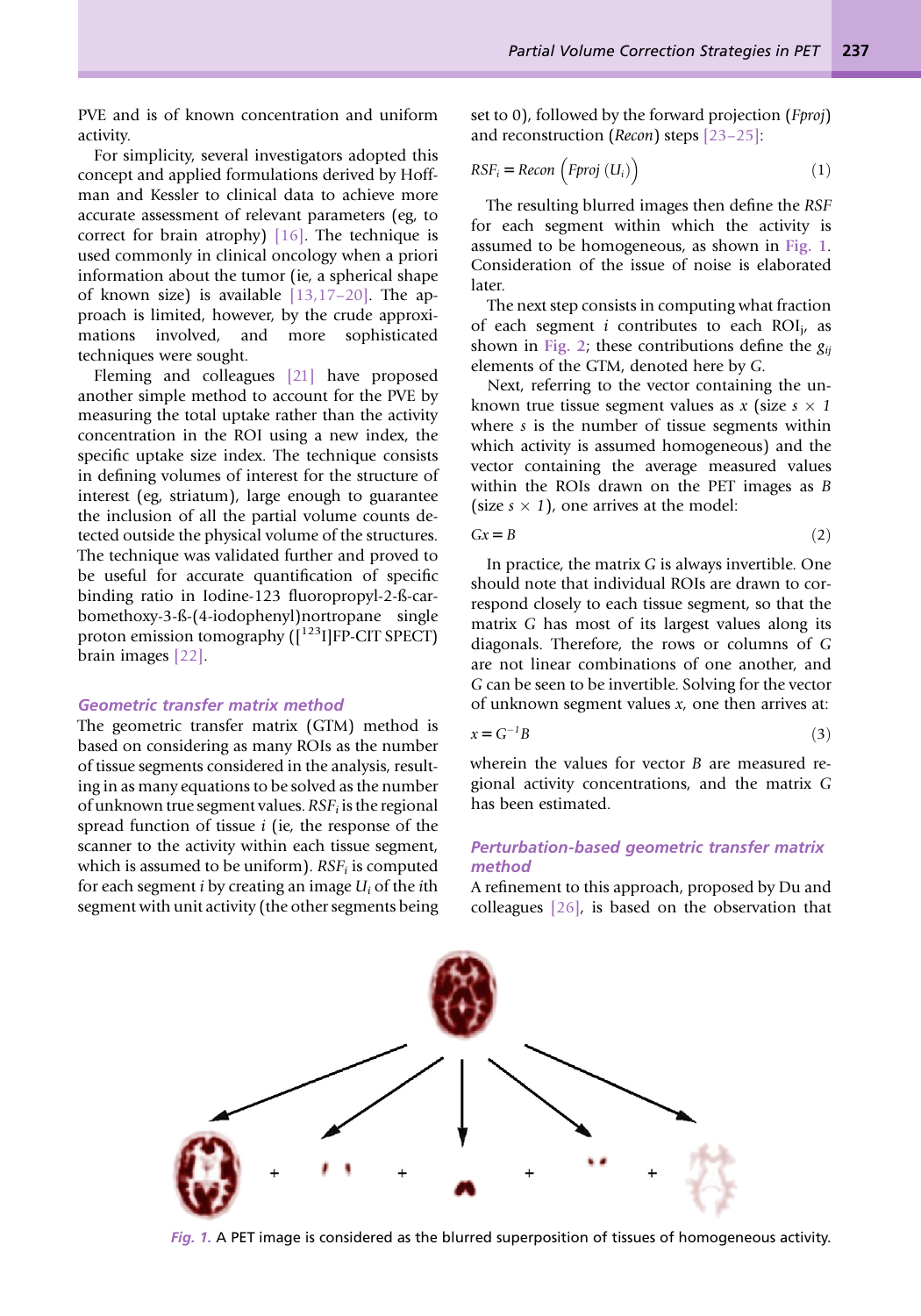PVE and is of known concentration and uniform activity.

For simplicity, several investigators adopted this concept and applied formulations derived by Hoffman and Kessler to clinical data to achieve more accurate assessment of relevant parameters (eg, to correct for brain atrophy) [16]. The technique is used commonly in clinical oncology when a priori information about the tumor (ie, a spherical shape of known size) is available [13,17–20]. The approach is limited, however, by the crude approximations involved, and more sophisticated techniques were sought.

Fleming and colleagues [21] have proposed another simple method to account for the PVE by measuring the total uptake rather than the activity concentration in the ROI using a new index, the specific uptake size index. The technique consists in defining volumes of interest for the structure of interest (eg, striatum), large enough to guarantee the inclusion of all the partial volume counts detected outside the physical volume of the structures. The technique was validated further and proved to be useful for accurate quantification of specific binding ratio in Iodine-123 fluoropropyl-2-ß-carbomethoxy-3-ß-(4-iodophenyl)nortropane single proton emission tomography ([$^{123}$I]FP-CIT SPECT) brain images [22].

### Geometric transfer matrix method

The geometric transfer matrix (GTM) method is based on considering as many ROIs as the number of tissue segments considered in the analysis, resulting in as many equations to be solved as the number of unknown true segment values. $RSF_i$ is the regional spread function of tissue $i$ (ie, the response of the scanner to the activity within each tissue segment, which is assumed to be uniform). $RSF_i$ is computed for each segment $i$ by creating an image $U_i$ of the $i$th segment with unit activity (the other segments being set to 0), followed by the forward projection (*Fproj*) and reconstruction (*Recon*) steps [23–25]:

$$RSF_i = Recon\left(Fproj\left(U_i\right)\right) \tag{1}$$

The resulting blurred images then define the *RSF* for each segment within which the activity is assumed to be homogeneous, as shown in Fig. 1. Consideration of the issue of noise is elaborated later.

The next step consists in computing what fraction of each segment $i$ contributes to each $ROI_j$, as shown in Fig. 2; these contributions define the $g_{ij}$ elements of the GTM, denoted here by $G$.

Next, referring to the vector containing the unknown true tissue segment values as $x$ (size $s \times 1$ where $s$ is the number of tissue segments within which activity is assumed homogeneous) and the vector containing the average measured values within the ROIs drawn on the PET images as $B$ (size $s \times 1$), one arrives at the model:

$$Gx = B \tag{2}$$

In practice, the matrix $G$ is always invertible. One should note that individual ROIs are drawn to correspond closely to each tissue segment, so that the matrix $G$ has most of its largest values along its diagonals. Therefore, the rows or columns of $G$ are not linear combinations of one another, and $G$ can be seen to be invertible. Solving for the vector of unknown segment values $x$, one then arrives at:

$$x = G^{-1}B \tag{3}$$

wherein the values for vector $B$ are measured regional activity concentrations, and the matrix $G$ has been estimated.

### Perturbation-based geometric transfer matrix method

A refinement to this approach, proposed by Du and colleagues [26], is based on the observation that

*Fig. 1.* A PET image is considered as the blurred superposition of tissues of homogeneous activity.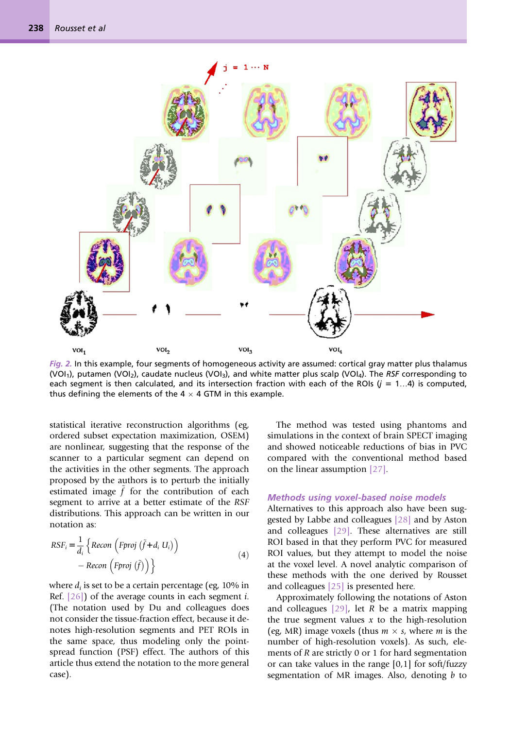Fig. 2. In this example, four segments of homogeneous activity are assumed: cortical gray matter plus thalamus ($VOI_1$), putamen ($VOI_2$), caudate nucleus ($VOI_3$), and white matter plus scalp ($VOI_4$). The *RSF* corresponding to each segment is then calculated, and its intersection fraction with each of the ROIs ($j = 1 \ldots 4$) is computed, thus defining the elements of the $4 \times 4$ GTM in this example.

statistical iterative reconstruction algorithms (eg, ordered subset expectation maximization, OSEM) are nonlinear, suggesting that the response of the scanner to a particular segment can depend on the activities in the other segments. The approach proposed by the authors is to perturb the initially estimated image $\tilde{f}$ for the contribution of each segment to arrive at a better estimate of the *RSF* distributions. This approach can be written in our notation as:

$$RSF_i = \frac{1}{d_i}\left\{Recon\left(Fproj\left(\tilde{f}+d_i\,U_i\right)\right) - Recon\left(Fproj\left(\tilde{f}\right)\right)\right\} \tag{4}$$

where $d_i$ is set to be a certain percentage (eg, 10% in Ref. [26]) of the average counts in each segment $i$. (The notation used by Du and colleagues does not consider the tissue-fraction effect, because it denotes high-resolution segments and PET ROIs in the same space, thus modeling only the point-spread function (PSF) effect. The authors of this article thus extend the notation to the more general case).

The method was tested using phantoms and simulations in the context of brain SPECT imaging and showed noticeable reductions of bias in PVC compared with the conventional method based on the linear assumption [27].

### Methods using voxel-based noise models

Alternatives to this approach also have been suggested by Labbe and colleagues [28] and by Aston and colleagues [29]. These alternatives are still ROI based in that they perform PVC for measured ROI values, but they attempt to model the noise at the voxel level. A novel analytic comparison of these methods with the one derived by Rousset and colleagues [25] is presented here.

Approximately following the notations of Aston and colleagues [29], let $R$ be a matrix mapping the true segment values $x$ to the high-resolution (eg, MR) image voxels (thus $m \times s$, where $m$ is the number of high-resolution voxels). As such, elements of $R$ are strictly 0 or 1 for hard segmentation or can take values in the range [0,1] for soft/fuzzy segmentation of MR images. Also, denoting $b$ to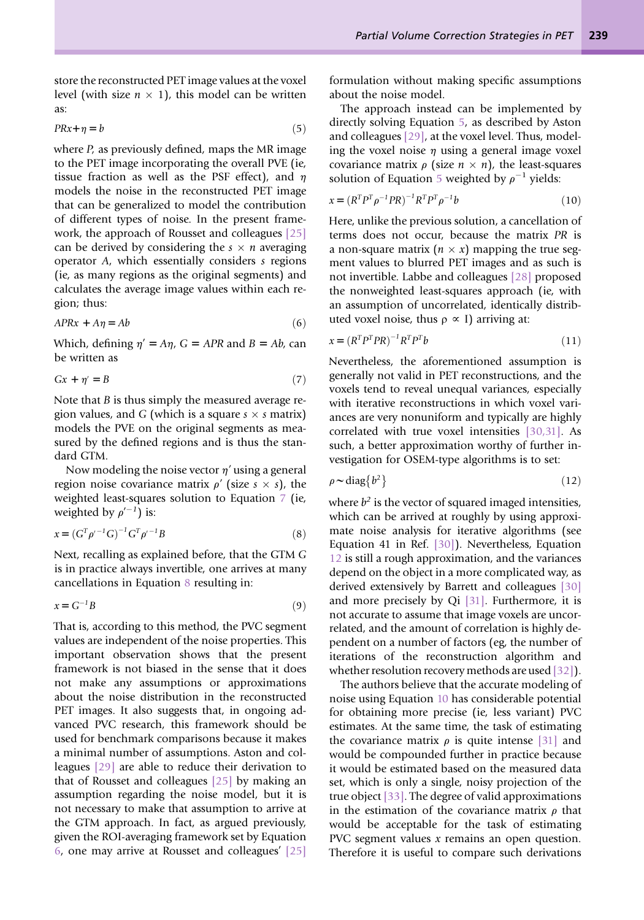store the reconstructed PET image values at the voxel level (with size $n \times 1$), this model can be written as:

$$PRx + \eta = b \tag{5}$$

where $P$, as previously defined, maps the MR image to the PET image incorporating the overall PVE (ie, tissue fraction as well as the PSF effect), and $\eta$ models the noise in the reconstructed PET image that can be generalized to model the contribution of different types of noise. In the present framework, the approach of Rousset and colleagues [25] can be derived by considering the $s \times n$ averaging operator $A$, which essentially considers $s$ regions (ie, as many regions as the original segments) and calculates the average image values within each region; thus:

$$APRx + A\eta = Ab \tag{6}$$

Which, defining $\eta' = A\eta$, $G = APR$ and $B = Ab$, can be written as

$$Gx + \eta' = B \tag{7}$$

Note that $B$ is thus simply the measured average region values, and G (which is a square $s \times s$ matrix) models the PVE on the original segments as measured by the defined regions and is thus the standard GTM.

Now modeling the noise vector $\eta'$ using a general region noise covariance matrix $\rho'$ (size $s \times s$), the weighted least-squares solution to Equation 7 (ie, weighted by $\rho'^{-1}$) is:

$$x = \left(G^T \rho'^{-1} G\right)^{-1} G^T \rho'^{-1} B \tag{8}$$

Next, recalling as explained before, that the GTM $G$ is in practice always invertible, one arrives at many cancellations in Equation 8 resulting in:

$$x = G^{-1} B \tag{9}$$

That is, according to this method, the PVC segment values are independent of the noise properties. This important observation shows that the present framework is not biased in the sense that it does not make any assumptions or approximations about the noise distribution in the reconstructed PET images. It also suggests that, in ongoing advanced PVC research, this framework should be used for benchmark comparisons because it makes a minimal number of assumptions. Aston and colleagues [29] are able to reduce their derivation to that of Rousset and colleagues [25] by making an assumption regarding the noise model, but it is not necessary to make that assumption to arrive at the GTM approach. In fact, as argued previously, given the ROI-averaging framework set by Equation 6, one may arrive at Rousset and colleagues' [25] formulation without making specific assumptions about the noise model.

The approach instead can be implemented by directly solving Equation 5, as described by Aston and colleagues [29], at the voxel level. Thus, modeling the voxel noise $\eta$ using a general image voxel covariance matrix $\rho$ (size $n \times n$), the least-squares solution of Equation 5 weighted by $\rho^{-1}$ yields:

$$x = \left(R^T P^T \rho^{-1} PR\right)^{-1} R^T P^T \rho^{-1} b \tag{10}$$

Here, unlike the previous solution, a cancellation of terms does not occur, because the matrix $PR$ is a non-square matrix ($n \times x$) mapping the true segment values to blurred PET images and as such is not invertible. Labbe and colleagues [28] proposed the nonweighted least-squares approach (ie, with an assumption of uncorrelated, identically distributed voxel noise, thus $\rho \propto$ I) arriving at:

$$x = \left(R^T P^T PR\right)^{-1} R^T P^T b \tag{11}$$

Nevertheless, the aforementioned assumption is generally not valid in PET reconstructions, and the voxels tend to reveal unequal variances, especially with iterative reconstructions in which voxel variances are very nonuniform and typically are highly correlated with true voxel intensities [30,31]. As such, a better approximation worthy of further investigation for OSEM-type algorithms is to set:

$$\rho \sim \mathrm{diag}\{b^2\} \tag{12}$$

where $b^2$ is the vector of squared imaged intensities, which can be arrived at roughly by using approximate noise analysis for iterative algorithms (see Equation 41 in Ref. [30]). Nevertheless, Equation 12 is still a rough approximation, and the variances depend on the object in a more complicated way, as derived extensively by Barrett and colleagues [30] and more precisely by Qi [31]. Furthermore, it is not accurate to assume that image voxels are uncorrelated, and the amount of correlation is highly dependent on a number of factors (eg, the number of iterations of the reconstruction algorithm and whether resolution recovery methods are used [32]).

The authors believe that the accurate modeling of noise using Equation 10 has considerable potential for obtaining more precise (ie, less variant) PVC estimates. At the same time, the task of estimating the covariance matrix $\rho$ is quite intense [31] and would be compounded further in practice because it would be estimated based on the measured data set, which is only a single, noisy projection of the true object [33]. The degree of valid approximations in the estimation of the covariance matrix $\rho$ that would be acceptable for the task of estimating PVC segment values $x$ remains an open question. Therefore it is useful to compare such derivations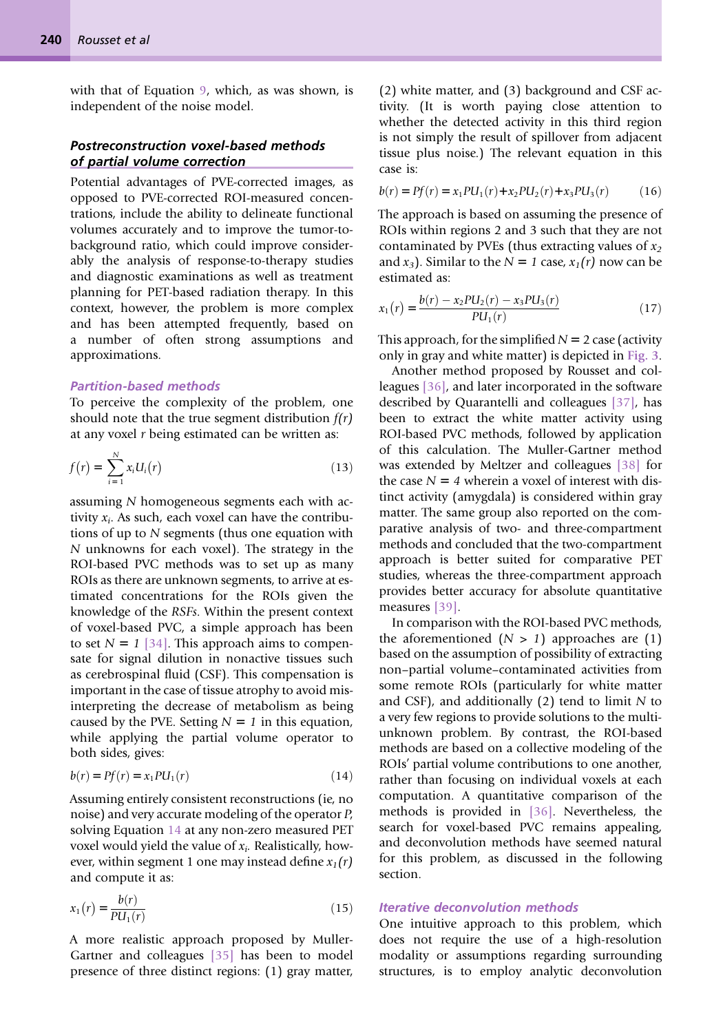with that of Equation 9, which, as was shown, is independent of the noise model.

### *Postreconstruction voxel-based methods of partial volume correction*

Potential advantages of PVE-corrected images, as opposed to PVE-corrected ROI-measured concentrations, include the ability to delineate functional volumes accurately and to improve the tumor-to-background ratio, which could improve considerably the analysis of response-to-therapy studies and diagnostic examinations as well as treatment planning for PET-based radiation therapy. In this context, however, the problem is more complex and has been attempted frequently, based on a number of often strong assumptions and approximations.

#### *Partition-based methods*

To perceive the complexity of the problem, one should note that the true segment distribution $f(r)$ at any voxel $r$ being estimated can be written as:

$$f(r) = \sum_{i=1}^{N} x_i U_i(r) \tag{13}$$

assuming $N$ homogeneous segments each with activity $x_i$. As such, each voxel can have the contributions of up to $N$ segments (thus one equation with $N$ unknowns for each voxel). The strategy in the ROI-based PVC methods was to set up as many ROIs as there are unknown segments, to arrive at estimated concentrations for the ROIs given the knowledge of the *RSFs*. Within the present context of voxel-based PVC, a simple approach has been to set $N = 1$ [34]. This approach aims to compensate for signal dilution in nonactive tissues such as cerebrospinal fluid (CSF). This compensation is important in the case of tissue atrophy to avoid misinterpreting the decrease of metabolism as being caused by the PVE. Setting $N = 1$ in this equation, while applying the partial volume operator to both sides, gives:

$$b(r) = Pf(r) = x_1 PU_1(r) \tag{14}$$

Assuming entirely consistent reconstructions (ie, no noise) and very accurate modeling of the operator $P$, solving Equation 14 at any non-zero measured PET voxel would yield the value of $x_i$. Realistically, however, within segment 1 one may instead define $x_1(r)$ and compute it as:

$$x_1(r) = \frac{b(r)}{PU_1(r)} \tag{15}$$

A more realistic approach proposed by Muller-Gartner and colleagues [35] has been to model presence of three distinct regions: (1) gray matter, (2) white matter, and (3) background and CSF activity. (It is worth paying close attention to whether the detected activity in this third region is not simply the result of spillover from adjacent tissue plus noise.) The relevant equation in this case is:

$$b(r) = Pf(r) = x_1 PU_1(r) + x_2 PU_2(r) + x_3 PU_3(r) \tag{16}$$

The approach is based on assuming the presence of ROIs within regions 2 and 3 such that they are not contaminated by PVEs (thus extracting values of $x_2$ and $x_3$). Similar to the $N = 1$ case, $x_1(r)$ now can be estimated as:

$$x_1(r) = \frac{b(r) - x_2 PU_2(r) - x_3 PU_3(r)}{PU_1(r)} \tag{17}$$

This approach, for the simplified $N = 2$ case (activity only in gray and white matter) is depicted in Fig. 3.

Another method proposed by Rousset and colleagues [36], and later incorporated in the software described by Quarantelli and colleagues [37], has been to extract the white matter activity using ROI-based PVC methods, followed by application of this calculation. The Muller-Gartner method was extended by Meltzer and colleagues [38] for the case $N = 4$ wherein a voxel of interest with distinct activity (amygdala) is considered within gray matter. The same group also reported on the comparative analysis of two- and three-compartment methods and concluded that the two-compartment approach is better suited for comparative PET studies, whereas the three-compartment approach provides better accuracy for absolute quantitative measures [39].

In comparison with the ROI-based PVC methods, the aforementioned ($N > 1$) approaches are (1) based on the assumption of possibility of extracting non–partial volume–contaminated activities from some remote ROIs (particularly for white matter and CSF), and additionally (2) tend to limit $N$ to a very few regions to provide solutions to the multi-unknown problem. By contrast, the ROI-based methods are based on a collective modeling of the ROIs' partial volume contributions to one another, rather than focusing on individual voxels at each computation. A quantitative comparison of the methods is provided in [36]. Nevertheless, the search for voxel-based PVC remains appealing, and deconvolution methods have seemed natural for this problem, as discussed in the following section.

#### *Iterative deconvolution methods*

One intuitive approach to this problem, which does not require the use of a high-resolution modality or assumptions regarding surrounding structures, is to employ analytic deconvolution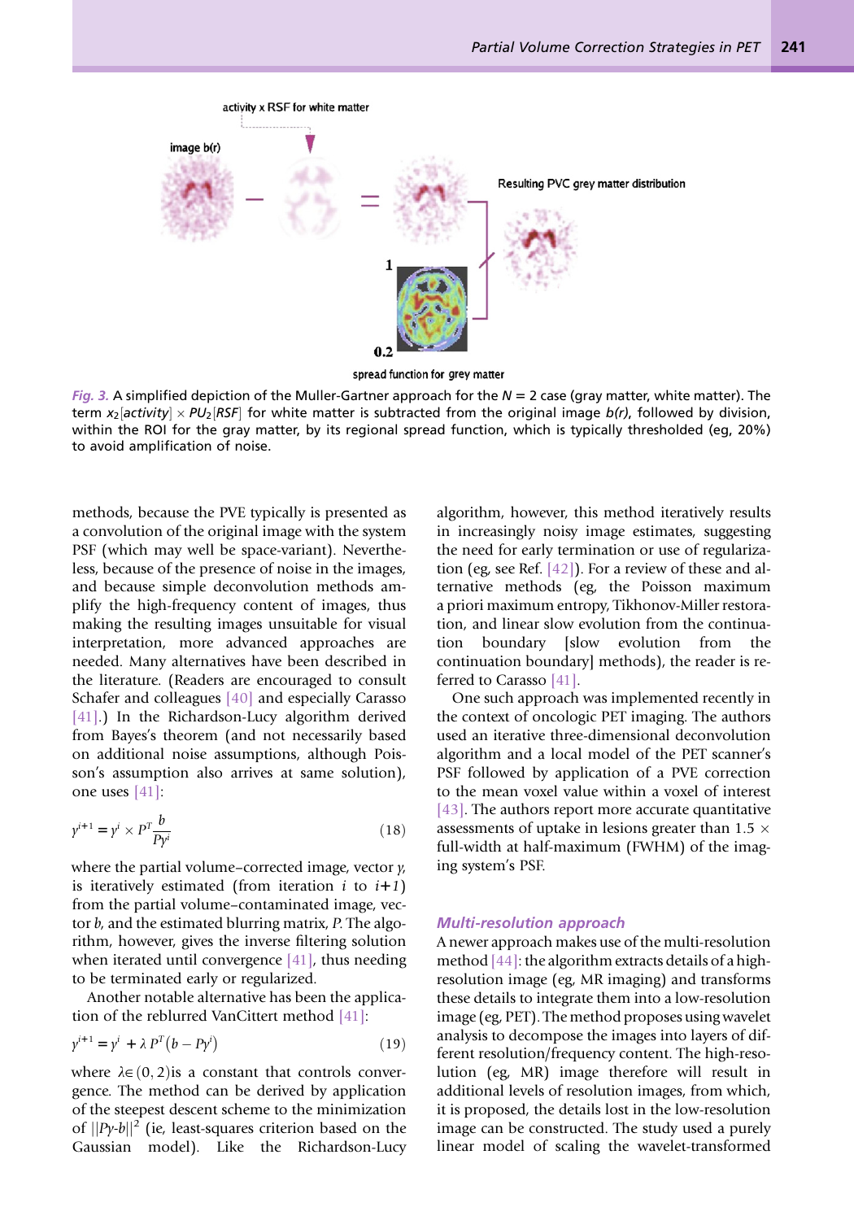Fig. 3. A simplified depiction of the Muller-Gartner approach for the $N = 2$ case (gray matter, white matter). The term $x_2[activity] \times PU_2[RSF]$ for white matter is subtracted from the original image $b(r)$, followed by division, within the ROI for the gray matter, by its regional spread function, which is typically thresholded (eg, 20%) to avoid amplification of noise.

methods, because the PVE typically is presented as a convolution of the original image with the system PSF (which may well be space-variant). Nevertheless, because of the presence of noise in the images, and because simple deconvolution methods amplify the high-frequency content of images, thus making the resulting images unsuitable for visual interpretation, more advanced approaches are needed. Many alternatives have been described in the literature. (Readers are encouraged to consult Schafer and colleagues [40] and especially Carasso [41].) In the Richardson-Lucy algorithm derived from Bayes's theorem (and not necessarily based on additional noise assumptions, although Poisson's assumption also arrives at same solution), one uses [41]:

$$y^{i+1} = y^i \times P^T \frac{b}{Py^i} \tag{18}$$

where the partial volume–corrected image, vector $y$, is iteratively estimated (from iteration $i$ to $i+1$) from the partial volume–contaminated image, vector $b$, and the estimated blurring matrix, $P$. The algorithm, however, gives the inverse filtering solution when iterated until convergence [41], thus needing to be terminated early or regularized.

Another notable alternative has been the application of the reblurred VanCittert method [41]:

$$y^{i+1} = y^i + \lambda P^T\left(b - Py^i\right) \tag{19}$$

where $\lambda \in (0,2)$ is a constant that controls convergence. The method can be derived by application of the steepest descent scheme to the minimization of $||Py\text{-}b||^2$ (ie, least-squares criterion based on the Gaussian model). Like the Richardson-Lucy algorithm, however, this method iteratively results in increasingly noisy image estimates, suggesting the need for early termination or use of regularization (eg, see Ref. [42]). For a review of these and alternative methods (eg, the Poisson maximum a priori maximum entropy, Tikhonov-Miller restoration, and linear slow evolution from the continuation boundary [slow evolution from the continuation boundary] methods), the reader is referred to Carasso [41].

One such approach was implemented recently in the context of oncologic PET imaging. The authors used an iterative three-dimensional deconvolution algorithm and a local model of the PET scanner's PSF followed by application of a PVE correction to the mean voxel value within a voxel of interest [43]. The authors report more accurate quantitative assessments of uptake in lesions greater than 1.5 × full-width at half-maximum (FWHM) of the imaging system's PSF.

### Multi-resolution approach

A newer approach makes use of the multi-resolution method [44]: the algorithm extracts details of a high-resolution image (eg, MR imaging) and transforms these details to integrate them into a low-resolution image (eg, PET). The method proposes using wavelet analysis to decompose the images into layers of different resolution/frequency content. The high-resolution (eg, MR) image therefore will result in additional levels of resolution images, from which, it is proposed, the details lost in the low-resolution image can be constructed. The study used a purely linear model of scaling the wavelet-transformed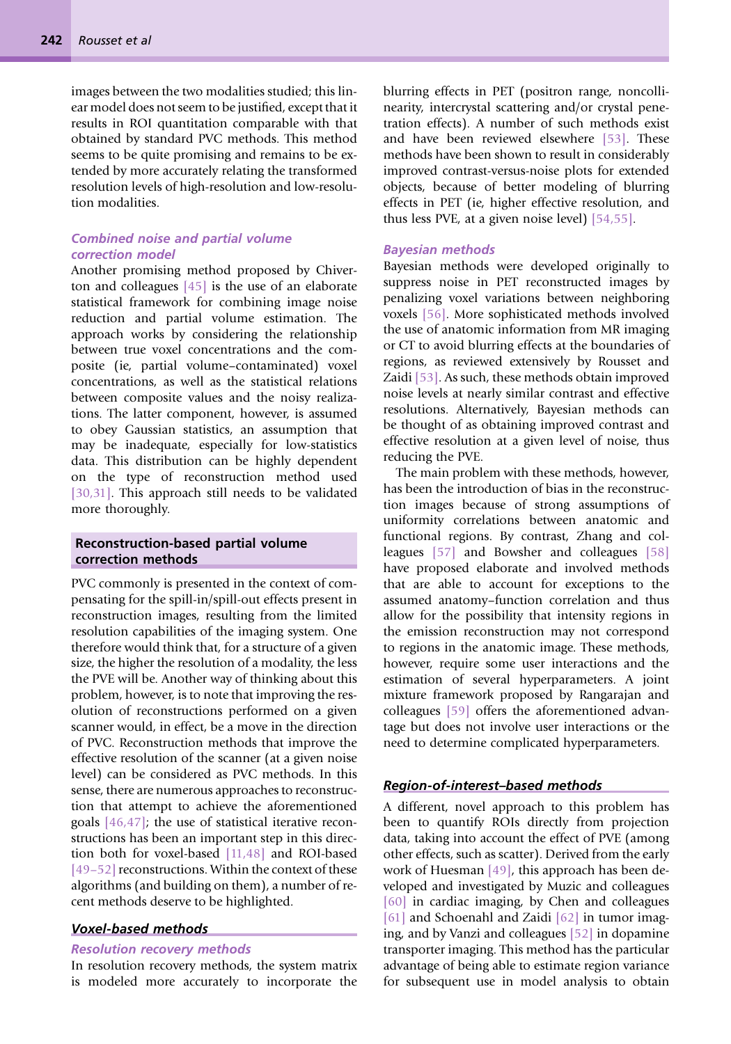images between the two modalities studied; this linear model does not seem to be justified, except that it results in ROI quantitation comparable with that obtained by standard PVC methods. This method seems to be quite promising and remains to be extended by more accurately relating the transformed resolution levels of high-resolution and low-resolution modalities.

### *Combined noise and partial volume correction model*

Another promising method proposed by Chiverton and colleagues [45] is the use of an elaborate statistical framework for combining image noise reduction and partial volume estimation. The approach works by considering the relationship between true voxel concentrations and the composite (ie, partial volume–contaminated) voxel concentrations, as well as the statistical relations between composite values and the noisy realizations. The latter component, however, is assumed to obey Gaussian statistics, an assumption that may be inadequate, especially for low-statistics data. This distribution can be highly dependent on the type of reconstruction method used [30,31]. This approach still needs to be validated more thoroughly.

## Reconstruction-based partial volume correction methods

PVC commonly is presented in the context of compensating for the spill-in/spill-out effects present in reconstruction images, resulting from the limited resolution capabilities of the imaging system. One therefore would think that, for a structure of a given size, the higher the resolution of a modality, the less the PVE will be. Another way of thinking about this problem, however, is to note that improving the resolution of reconstructions performed on a given scanner would, in effect, be a move in the direction of PVC. Reconstruction methods that improve the effective resolution of the scanner (at a given noise level) can be considered as PVC methods. In this sense, there are numerous approaches to reconstruction that attempt to achieve the aforementioned goals [46,47]; the use of statistical iterative reconstructions has been an important step in this direction both for voxel-based [11,48] and ROI-based [49–52] reconstructions. Within the context of these algorithms (and building on them), a number of recent methods deserve to be highlighted.

### Voxel-based methods

### *Resolution recovery methods*

In resolution recovery methods, the system matrix is modeled more accurately to incorporate the blurring effects in PET (positron range, noncollinearity, intercrystal scattering and/or crystal penetration effects). A number of such methods exist and have been reviewed elsewhere [53]. These methods have been shown to result in considerably improved contrast-versus-noise plots for extended objects, because of better modeling of blurring effects in PET (ie, higher effective resolution, and thus less PVE, at a given noise level) [54,55].

### *Bayesian methods*

Bayesian methods were developed originally to suppress noise in PET reconstructed images by penalizing voxel variations between neighboring voxels [56]. More sophisticated methods involved the use of anatomic information from MR imaging or CT to avoid blurring effects at the boundaries of regions, as reviewed extensively by Rousset and Zaidi [53]. As such, these methods obtain improved noise levels at nearly similar contrast and effective resolutions. Alternatively, Bayesian methods can be thought of as obtaining improved contrast and effective resolution at a given level of noise, thus reducing the PVE.

The main problem with these methods, however, has been the introduction of bias in the reconstruction images because of strong assumptions of uniformity correlations between anatomic and functional regions. By contrast, Zhang and colleagues [57] and Bowsher and colleagues [58] have proposed elaborate and involved methods that are able to account for exceptions to the assumed anatomy–function correlation and thus allow for the possibility that intensity regions in the emission reconstruction may not correspond to regions in the anatomic image. These methods, however, require some user interactions and the estimation of several hyperparameters. A joint mixture framework proposed by Rangarajan and colleagues [59] offers the aforementioned advantage but does not involve user interactions or the need to determine complicated hyperparameters.

### Region-of-interest–based methods

A different, novel approach to this problem has been to quantify ROIs directly from projection data, taking into account the effect of PVE (among other effects, such as scatter). Derived from the early work of Huesman [49], this approach has been developed and investigated by Muzic and colleagues [60] in cardiac imaging, by Chen and colleagues [61] and Schoenahl and Zaidi [62] in tumor imaging, and by Vanzi and colleagues [52] in dopamine transporter imaging. This method has the particular advantage of being able to estimate region variance for subsequent use in model analysis to obtain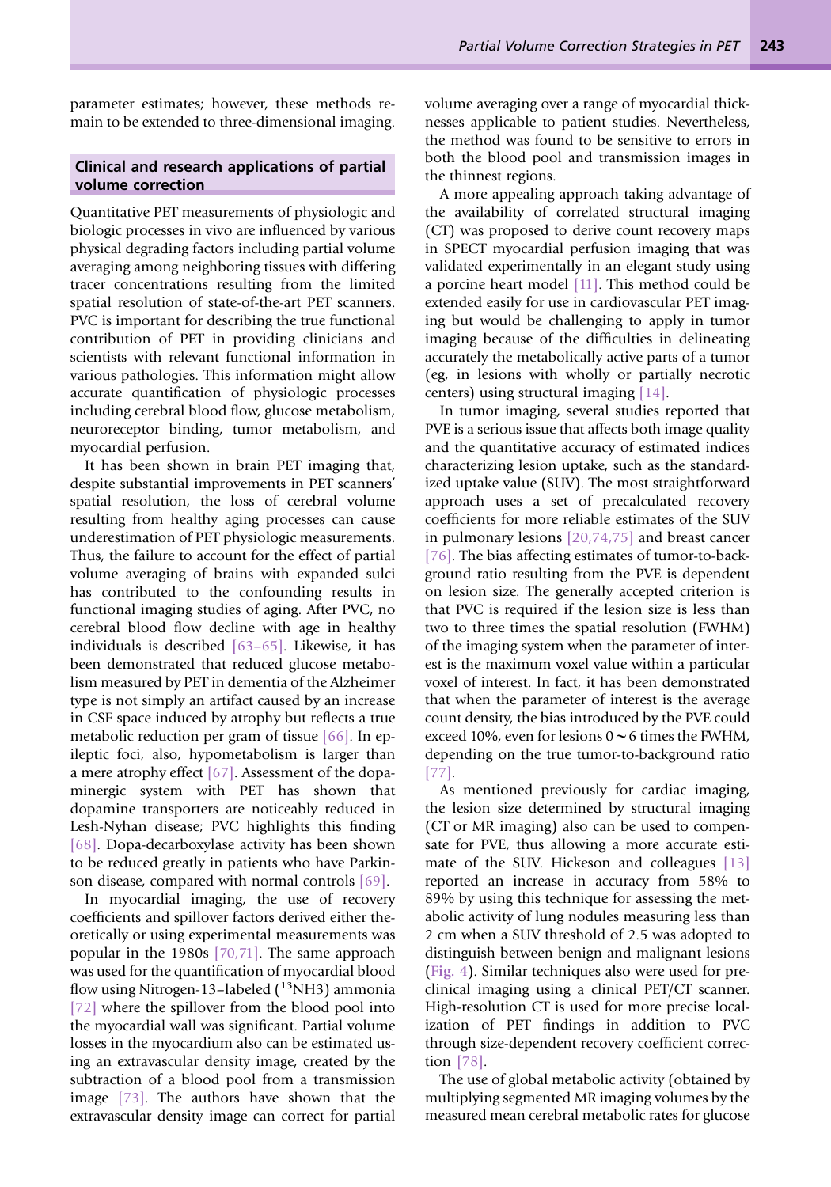parameter estimates; however, these methods remain to be extended to three-dimensional imaging.

## Clinical and research applications of partial volume correction

Quantitative PET measurements of physiologic and biologic processes in vivo are influenced by various physical degrading factors including partial volume averaging among neighboring tissues with differing tracer concentrations resulting from the limited spatial resolution of state-of-the-art PET scanners. PVC is important for describing the true functional contribution of PET in providing clinicians and scientists with relevant functional information in various pathologies. This information might allow accurate quantification of physiologic processes including cerebral blood flow, glucose metabolism, neuroreceptor binding, tumor metabolism, and myocardial perfusion.

It has been shown in brain PET imaging that, despite substantial improvements in PET scanners' spatial resolution, the loss of cerebral volume resulting from healthy aging processes can cause underestimation of PET physiologic measurements. Thus, the failure to account for the effect of partial volume averaging of brains with expanded sulci has contributed to the confounding results in functional imaging studies of aging. After PVC, no cerebral blood flow decline with age in healthy individuals is described [63–65]. Likewise, it has been demonstrated that reduced glucose metabolism measured by PET in dementia of the Alzheimer type is not simply an artifact caused by an increase in CSF space induced by atrophy but reflects a true metabolic reduction per gram of tissue [66]. In epileptic foci, also, hypometabolism is larger than a mere atrophy effect [67]. Assessment of the dopaminergic system with PET has shown that dopamine transporters are noticeably reduced in Lesh-Nyhan disease; PVC highlights this finding [68]. Dopa-decarboxylase activity has been shown to be reduced greatly in patients who have Parkinson disease, compared with normal controls [69].

In myocardial imaging, the use of recovery coefficients and spillover factors derived either theoretically or using experimental measurements was popular in the 1980s [70,71]. The same approach was used for the quantification of myocardial blood flow using Nitrogen-13–labeled ($^{13}$NH3) ammonia [72] where the spillover from the blood pool into the myocardial wall was significant. Partial volume losses in the myocardium also can be estimated using an extravascular density image, created by the subtraction of a blood pool from a transmission image [73]. The authors have shown that the extravascular density image can correct for partial volume averaging over a range of myocardial thicknesses applicable to patient studies. Nevertheless, the method was found to be sensitive to errors in both the blood pool and transmission images in the thinnest regions.

A more appealing approach taking advantage of the availability of correlated structural imaging (CT) was proposed to derive count recovery maps in SPECT myocardial perfusion imaging that was validated experimentally in an elegant study using a porcine heart model [11]. This method could be extended easily for use in cardiovascular PET imaging but would be challenging to apply in tumor imaging because of the difficulties in delineating accurately the metabolically active parts of a tumor (eg, in lesions with wholly or partially necrotic centers) using structural imaging [14].

In tumor imaging, several studies reported that PVE is a serious issue that affects both image quality and the quantitative accuracy of estimated indices characterizing lesion uptake, such as the standardized uptake value (SUV). The most straightforward approach uses a set of precalculated recovery coefficients for more reliable estimates of the SUV in pulmonary lesions [20,74,75] and breast cancer [76]. The bias affecting estimates of tumor-to-background ratio resulting from the PVE is dependent on lesion size. The generally accepted criterion is that PVC is required if the lesion size is less than two to three times the spatial resolution (FWHM) of the imaging system when the parameter of interest is the maximum voxel value within a particular voxel of interest. In fact, it has been demonstrated that when the parameter of interest is the average count density, the bias introduced by the PVE could exceed 10%, even for lesions 0 ~ 6 times the FWHM, depending on the true tumor-to-background ratio [77].

As mentioned previously for cardiac imaging, the lesion size determined by structural imaging (CT or MR imaging) also can be used to compensate for PVE, thus allowing a more accurate estimate of the SUV. Hickeson and colleagues [13] reported an increase in accuracy from 58% to 89% by using this technique for assessing the metabolic activity of lung nodules measuring less than 2 cm when a SUV threshold of 2.5 was adopted to distinguish between benign and malignant lesions (Fig. 4). Similar techniques also were used for preclinical imaging using a clinical PET/CT scanner. High-resolution CT is used for more precise localization of PET findings in addition to PVC through size-dependent recovery coefficient correction [78].

The use of global metabolic activity (obtained by multiplying segmented MR imaging volumes by the measured mean cerebral metabolic rates for glucose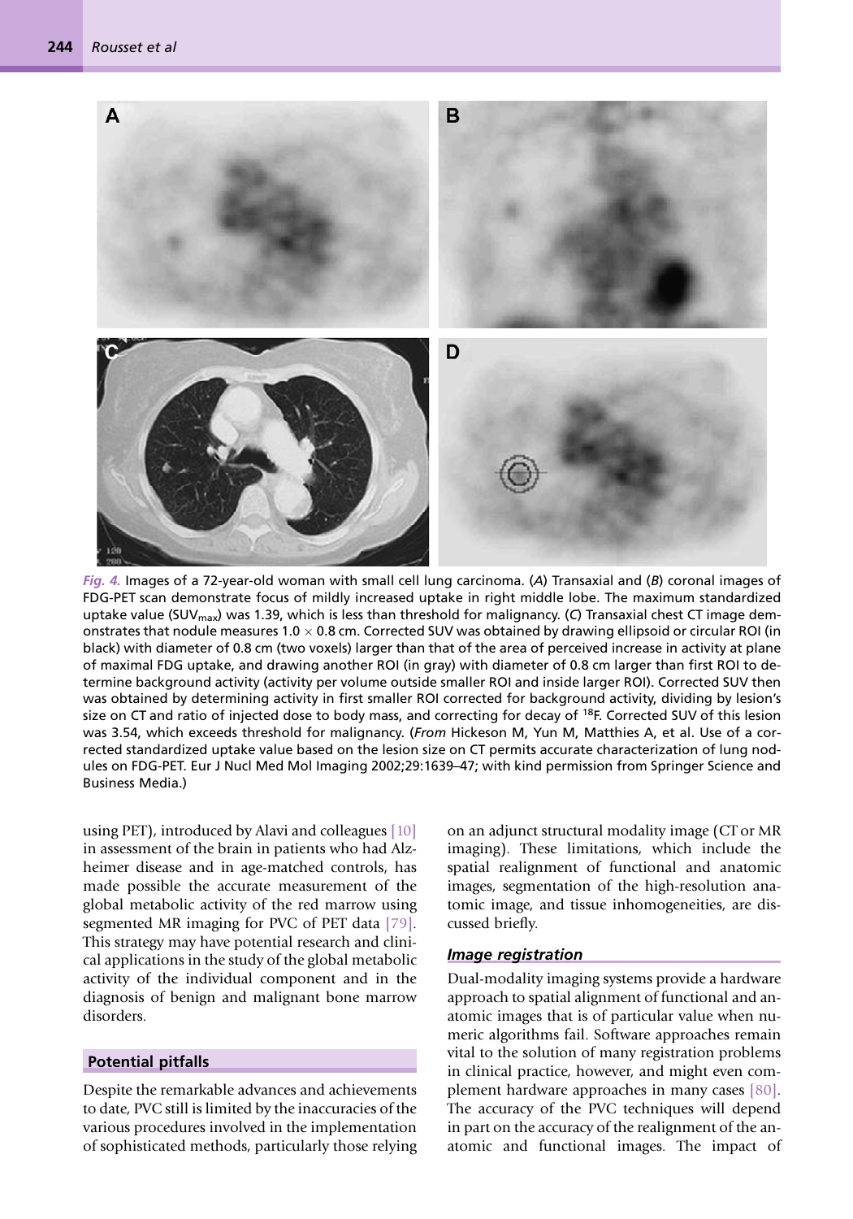*Fig. 4.* Images of a 72-year-old woman with small cell lung carcinoma. (*A*) Transaxial and (*B*) coronal images of FDG-PET scan demonstrate focus of mildly increased uptake in right middle lobe. The maximum standardized uptake value ($SUV_{max}$) was 1.39, which is less than threshold for malignancy. (*C*) Transaxial chest CT image demonstrates that nodule measures 1.0 × 0.8 cm. Corrected SUV was obtained by drawing ellipsoid or circular ROI (in black) with diameter of 0.8 cm (two voxels) larger than that of the area of perceived increase in activity at plane of maximal FDG uptake, and drawing another ROI (in gray) with diameter of 0.8 cm larger than first ROI to determine background activity (activity per volume outside smaller ROI and inside larger ROI). Corrected SUV then was obtained by determining activity in first smaller ROI corrected for background activity, dividing by lesion's size on CT and ratio of injected dose to body mass, and correcting for decay of $^{18}F$. Corrected SUV of this lesion was 3.54, which exceeds threshold for malignancy. (*From* Hickeson M, Yun M, Matthies A, et al. Use of a corrected standardized uptake value based on the lesion size on CT permits accurate characterization of lung nodules on FDG-PET. Eur J Nucl Med Mol Imaging 2002;29:1639–47; with kind permission from Springer Science and Business Media.)

using PET), introduced by Alavi and colleagues [10] in assessment of the brain in patients who had Alzheimer disease and in age-matched controls, has made possible the accurate measurement of the global metabolic activity of the red marrow using segmented MR imaging for PVC of PET data [79]. This strategy may have potential research and clinical applications in the study of the global metabolic activity of the individual component and in the diagnosis of benign and malignant bone marrow disorders.

## Potential pitfalls

Despite the remarkable advances and achievements to date, PVC still is limited by the inaccuracies of the various procedures involved in the implementation of sophisticated methods, particularly those relying on an adjunct structural modality image (CT or MR imaging). These limitations, which include the spatial realignment of functional and anatomic images, segmentation of the high-resolution anatomic image, and tissue inhomogeneities, are discussed briefly.

### Image registration

Dual-modality imaging systems provide a hardware approach to spatial alignment of functional and anatomic images that is of particular value when numeric algorithms fail. Software approaches remain vital to the solution of many registration problems in clinical practice, however, and might even complement hardware approaches in many cases [80]. The accuracy of the PVC techniques will depend in part on the accuracy of the realignment of the anatomic and functional images. The impact of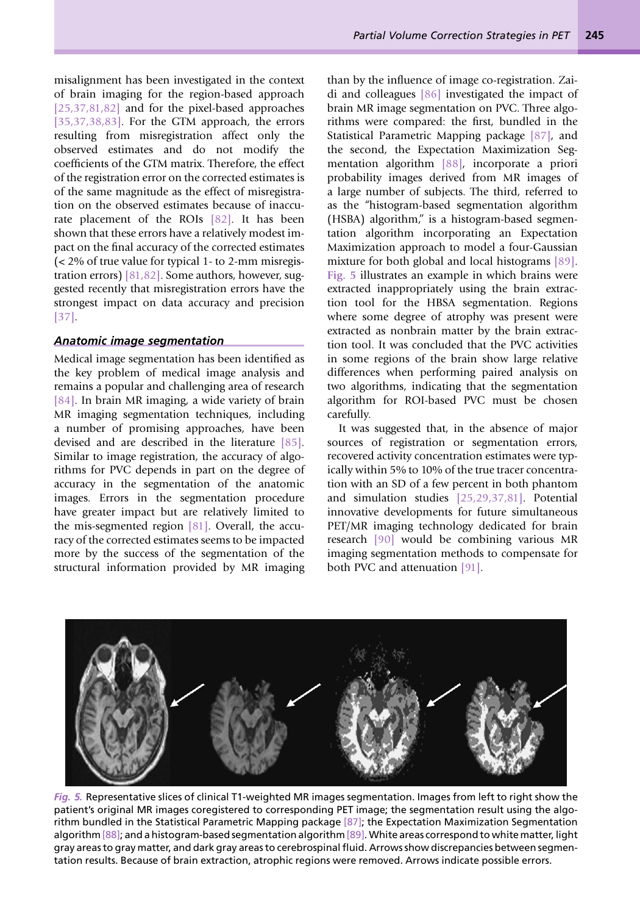misalignment has been investigated in the context of brain imaging for the region-based approach [25,37,81,82] and for the pixel-based approaches [35,37,38,83]. For the GTM approach, the errors resulting from misregistration affect only the observed estimates and do not modify the coefficients of the GTM matrix. Therefore, the effect of the registration error on the corrected estimates is of the same magnitude as the effect of misregistration on the observed estimates because of inaccurate placement of the ROIs [82]. It has been shown that these errors have a relatively modest impact on the final accuracy of the corrected estimates (< 2% of true value for typical 1- to 2-mm misregistration errors) [81,82]. Some authors, however, suggested recently that misregistration errors have the strongest impact on data accuracy and precision [37].

## Anatomic image segmentation

Medical image segmentation has been identified as the key problem of medical image analysis and remains a popular and challenging area of research [84]. In brain MR imaging, a wide variety of brain MR imaging segmentation techniques, including a number of promising approaches, have been devised and are described in the literature [85]. Similar to image registration, the accuracy of algorithms for PVC depends in part on the degree of accuracy in the segmentation of the anatomic images. Errors in the segmentation procedure have greater impact but are relatively limited to the mis-segmented region [81]. Overall, the accuracy of the corrected estimates seems to be impacted more by the success of the segmentation of the structural information provided by MR imaging than by the influence of image co-registration. Zaidi and colleagues [86] investigated the impact of brain MR image segmentation on PVC. Three algorithms were compared: the first, bundled in the Statistical Parametric Mapping package [87], and the second, the Expectation Maximization Segmentation algorithm [88], incorporate a priori probability images derived from MR images of a large number of subjects. The third, referred to as the "histogram-based segmentation algorithm (HSBA) algorithm," is a histogram-based segmentation algorithm incorporating an Expectation Maximization approach to model a four-Gaussian mixture for both global and local histograms [89]. Fig. 5 illustrates an example in which brains were extracted inappropriately using the brain extraction tool for the HBSA segmentation. Regions where some degree of atrophy was present were extracted as nonbrain matter by the brain extraction tool. It was concluded that the PVC activities in some regions of the brain show large relative differences when performing paired analysis on two algorithms, indicating that the segmentation algorithm for ROI-based PVC must be chosen carefully.

It was suggested that, in the absence of major sources of registration or segmentation errors, recovered activity concentration estimates were typically within 5% to 10% of the true tracer concentration with an SD of a few percent in both phantom and simulation studies [25,29,37,81]. Potential innovative developments for future simultaneous PET/MR imaging technology dedicated for brain research [90] would be combining various MR imaging segmentation methods to compensate for both PVC and attenuation [91].

*Fig. 5.* Representative slices of clinical T1-weighted MR images segmentation. Images from left to right show the patient's original MR images coregistered to corresponding PET image; the segmentation result using the algorithm bundled in the Statistical Parametric Mapping package [87]; the Expectation Maximization Segmentation algorithm [88]; and a histogram-based segmentation algorithm [89]. White areas correspond to white matter, light gray areas to gray matter, and dark gray areas to cerebrospinal fluid. Arrows show discrepancies between segmentation results. Because of brain extraction, atrophic regions were removed. Arrows indicate possible errors.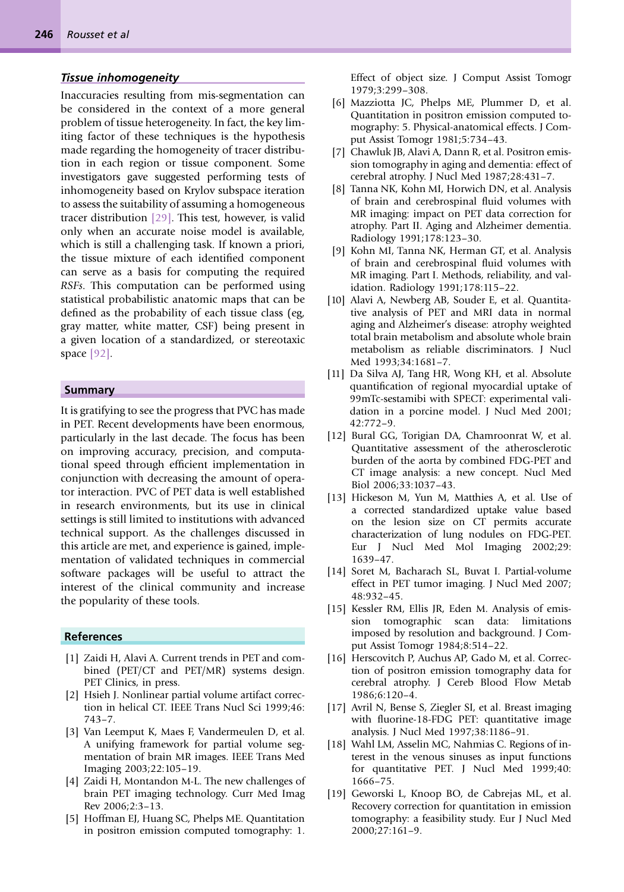### *Tissue inhomogeneity*

Inaccuracies resulting from mis-segmentation can be considered in the context of a more general problem of tissue heterogeneity. In fact, the key limiting factor of these techniques is the hypothesis made regarding the homogeneity of tracer distribution in each region or tissue component. Some investigators gave suggested performing tests of inhomogeneity based on Krylov subspace iteration to assess the suitability of assuming a homogeneous tracer distribution [29]. This test, however, is valid only when an accurate noise model is available, which is still a challenging task. If known a priori, the tissue mixture of each identified component can serve as a basis for computing the required *RSFs*. This computation can be performed using statistical probabilistic anatomic maps that can be defined as the probability of each tissue class (eg, gray matter, white matter, CSF) being present in a given location of a standardized, or stereotaxic space [92].

## Summary

It is gratifying to see the progress that PVC has made in PET. Recent developments have been enormous, particularly in the last decade. The focus has been on improving accuracy, precision, and computational speed through efficient implementation in conjunction with decreasing the amount of operator interaction. PVC of PET data is well established in research environments, but its use in clinical settings is still limited to institutions with advanced technical support. As the challenges discussed in this article are met, and experience is gained, implementation of validated techniques in commercial software packages will be useful to attract the interest of the clinical community and increase the popularity of these tools.

## References

[1] Zaidi H, Alavi A. Current trends in PET and combined (PET/CT and PET/MR) systems design. PET Clinics, in press.

[2] Hsieh J. Nonlinear partial volume artifact correction in helical CT. IEEE Trans Nucl Sci 1999;46:743–7.

[3] Van Leemput K, Maes F, Vandermeulen D, et al. A unifying framework for partial volume segmentation of brain MR images. IEEE Trans Med Imaging 2003;22:105–19.

[4] Zaidi H, Montandon M-L. The new challenges of brain PET imaging technology. Curr Med Imag Rev 2006;2:3–13.

[5] Hoffman EJ, Huang SC, Phelps ME. Quantitation in positron emission computed tomography: 1. Effect of object size. J Comput Assist Tomogr 1979;3:299–308.

[6] Mazziotta JC, Phelps ME, Plummer D, et al. Quantitation in positron emission computed tomography: 5. Physical-anatomical effects. J Comput Assist Tomogr 1981;5:734–43.

[7] Chawluk JB, Alavi A, Dann R, et al. Positron emission tomography in aging and dementia: effect of cerebral atrophy. J Nucl Med 1987;28:431–7.

[8] Tanna NK, Kohn MI, Horwich DN, et al. Analysis of brain and cerebrospinal fluid volumes with MR imaging: impact on PET data correction for atrophy. Part II. Aging and Alzheimer dementia. Radiology 1991;178:123–30.

[9] Kohn MI, Tanna NK, Herman GT, et al. Analysis of brain and cerebrospinal fluid volumes with MR imaging. Part I. Methods, reliability, and validation. Radiology 1991;178:115–22.

[10] Alavi A, Newberg AB, Souder E, et al. Quantitative analysis of PET and MRI data in normal aging and Alzheimer's disease: atrophy weighted total brain metabolism and absolute whole brain metabolism as reliable discriminators. J Nucl Med 1993;34:1681–7.

[11] Da Silva AJ, Tang HR, Wong KH, et al. Absolute quantification of regional myocardial uptake of 99mTc-sestamibi with SPECT: experimental validation in a porcine model. J Nucl Med 2001;42:772–9.

[12] Bural GG, Torigian DA, Chamroonrat W, et al. Quantitative assessment of the atherosclerotic burden of the aorta by combined FDG-PET and CT image analysis: a new concept. Nucl Med Biol 2006;33:1037–43.

[13] Hickeson M, Yun M, Matthies A, et al. Use of a corrected standardized uptake value based on the lesion size on CT permits accurate characterization of lung nodules on FDG-PET. Eur J Nucl Med Mol Imaging 2002;29:1639–47.

[14] Soret M, Bacharach SL, Buvat I. Partial-volume effect in PET tumor imaging. J Nucl Med 2007;48:932–45.

[15] Kessler RM, Ellis JR, Eden M. Analysis of emission tomographic scan data: limitations imposed by resolution and background. J Comput Assist Tomogr 1984;8:514–22.

[16] Herscovitch P, Auchus AP, Gado M, et al. Correction of positron emission tomography data for cerebral atrophy. J Cereb Blood Flow Metab 1986;6:120–4.

[17] Avril N, Bense S, Ziegler SI, et al. Breast imaging with fluorine-18-FDG PET: quantitative image analysis. J Nucl Med 1997;38:1186–91.

[18] Wahl LM, Asselin MC, Nahmias C. Regions of interest in the venous sinuses as input functions for quantitative PET. J Nucl Med 1999;40:1666–75.

[19] Geworski L, Knoop BO, de Cabrejas ML, et al. Recovery correction for quantitation in emission tomography: a feasibility study. Eur J Nucl Med 2000;27:161–9.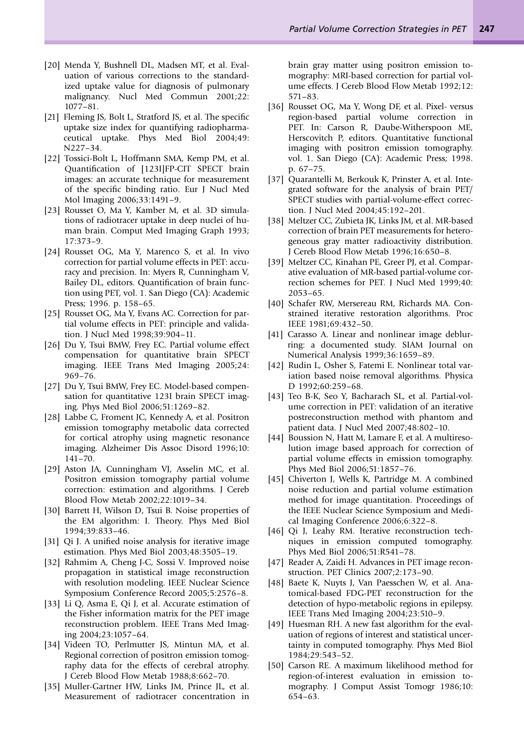[20] Menda Y, Bushnell DL, Madsen MT, et al. Evaluation of various corrections to the standardized uptake value for diagnosis of pulmonary malignancy. Nucl Med Commun 2001;22: 1077–81.

[21] Fleming JS, Bolt L, Stratford JS, et al. The specific uptake size index for quantifying radiopharmaceutical uptake. Phys Med Biol 2004;49: N227–34.

[22] Tossici-Bolt L, Hoffmann SMA, Kemp PM, et al. Quantification of [123I]FP-CIT SPECT brain images: an accurate technique for measurement of the specific binding ratio. Eur J Nucl Med Mol Imaging 2006;33:1491–9.

[23] Rousset O, Ma Y, Kamber M, et al. 3D simulations of radiotracer uptake in deep nuclei of human brain. Comput Med Imaging Graph 1993; 17:373–9.

[24] Rousset OG, Ma Y, Marenco S, et al. In vivo correction for partial volume effects in PET: accuracy and precision. In: Myers R, Cunningham V, Bailey DL, editors. Quantification of brain function using PET, vol. 1. San Diego (CA): Academic Press; 1996. p. 158–65.

[25] Rousset OG, Ma Y, Evans AC. Correction for partial volume effects in PET: principle and validation. J Nucl Med 1998;39:904–11.

[26] Du Y, Tsui BMW, Frey EC. Partial volume effect compensation for quantitative brain SPECT imaging. IEEE Trans Med Imaging 2005;24: 969–76.

[27] Du Y, Tsui BMW, Frey EC. Model-based compensation for quantitative 123I brain SPECT imaging. Phys Med Biol 2006;51:1269–82.

[28] Labbe C, Froment JC, Kennedy A, et al. Positron emission tomography metabolic data corrected for cortical atrophy using magnetic resonance imaging. Alzheimer Dis Assoc Disord 1996;10: 141–70.

[29] Aston JA, Cunningham VJ, Asselin MC, et al. Positron emission tomography partial volume correction: estimation and algorithms. J Cereb Blood Flow Metab 2002;22:1019–34.

[30] Barrett H, Wilson D, Tsui B. Noise properties of the EM algorithm: I. Theory. Phys Med Biol 1994;39:833–46.

[31] Qi J. A unified noise analysis for iterative image estimation. Phys Med Biol 2003;48:3505–19.

[32] Rahmim A, Cheng J-C, Sossi V. Improved noise propagation in statistical image reconstruction with resolution modeling. IEEE Nuclear Science Symposium Conference Record 2005;5:2576–8.

[33] Li Q, Asma E, Qi J, et al. Accurate estimation of the Fisher information matrix for the PET image reconstruction problem. IEEE Trans Med Imaging 2004;23:1057–64.

[34] Videen TO, Perlmutter JS, Mintun MA, et al. Regional correction of positron emission tomography data for the effects of cerebral atrophy. J Cereb Blood Flow Metab 1988;8:662–70.

[35] Muller-Gartner HW, Links JM, Prince JL, et al. Measurement of radiotracer concentration in brain gray matter using positron emission tomography: MRI-based correction for partial volume effects. J Cereb Blood Flow Metab 1992;12: 571–83.

[36] Rousset OG, Ma Y, Wong DF, et al. Pixel- versus region-based partial volume correction in PET. In: Carson R, Daube-Witherspoon ME, Herscovitch P, editors. Quantitative functional imaging with positron emission tomography. vol. 1. San Diego (CA): Academic Press; 1998. p. 67–75.

[37] Quarantelli M, Berkouk K, Prinster A, et al. Integrated software for the analysis of brain PET/ SPECT studies with partial-volume-effect correction. J Nucl Med 2004;45:192–201.

[38] Meltzer CC, Zubieta JK, Links JM, et al. MR-based correction of brain PET measurements for heterogeneous gray matter radioactivity distribution. J Cereb Blood Flow Metab 1996;16:650–8.

[39] Meltzer CC, Kinahan PE, Greer PJ, et al. Comparative evaluation of MR-based partial-volume correction schemes for PET. J Nucl Med 1999;40: 2053–65.

[40] Schafer RW, Mersereau RM, Richards MA. Constrained iterative restoration algorithms. Proc IEEE 1981;69:432–50.

[41] Carasso A. Linear and nonlinear image deblurring: a documented study. SIAM Journal on Numerical Analysis 1999;36:1659–89.

[42] Rudin L, Osher S, Fatemi E. Nonlinear total variation based noise removal algorithms. Physica D 1992;60:259–68.

[43] Teo B-K, Seo Y, Bacharach SL, et al. Partial-volume correction in PET: validation of an iterative postreconstruction method with phantom and patient data. J Nucl Med 2007;48:802–10.

[44] Boussion N, Hatt M, Lamare F, et al. A multiresolution image based approach for correction of partial volume effects in emission tomography. Phys Med Biol 2006;51:1857–76.

[45] Chiverton J, Wells K, Partridge M. A combined noise reduction and partial volume estimation method for image quantitation. Proceedings of the IEEE Nuclear Science Symposium and Medical Imaging Conference 2006;6:322–8.

[46] Qi J, Leahy RM. Iterative reconstruction techniques in emission computed tomography. Phys Med Biol 2006;51:R541–78.

[47] Reader A, Zaidi H. Advances in PET image reconstruction. PET Clinics 2007;2:173–90.

[48] Baete K, Nuyts J, Van Paesschen W, et al. Anatomical-based FDG-PET reconstruction for the detection of hypo-metabolic regions in epilepsy. IEEE Trans Med Imaging 2004;23:510–9.

[49] Huesman RH. A new fast algorithm for the evaluation of regions of interest and statistical uncertainty in computed tomography. Phys Med Biol 1984;29:543–52.

[50] Carson RE. A maximum likelihood method for region-of-interest evaluation in emission tomography. J Comput Assist Tomogr 1986;10: 654–63.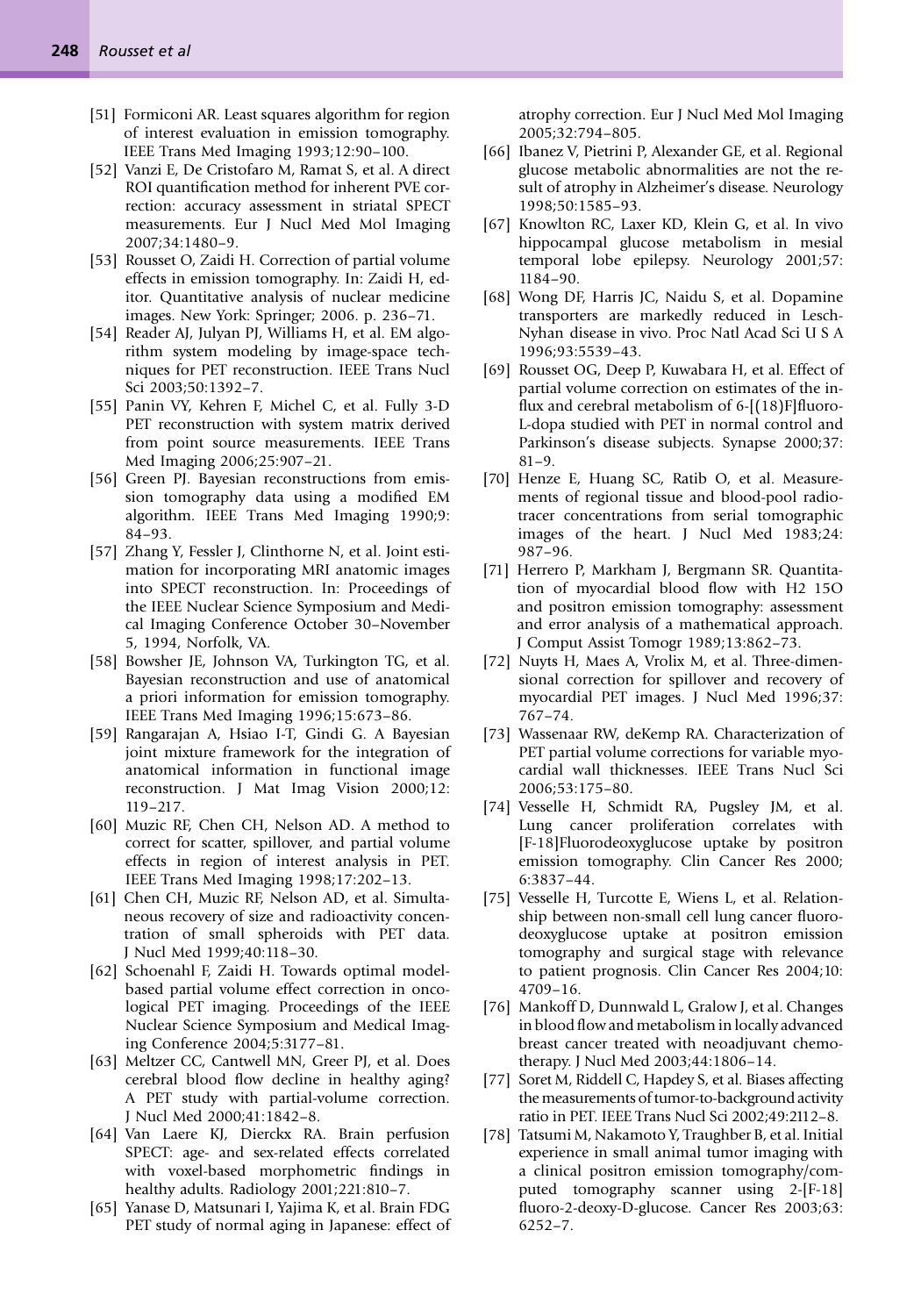[51] Formiconi AR. Least squares algorithm for region of interest evaluation in emission tomography. IEEE Trans Med Imaging 1993;12:90–100.

[52] Vanzi E, De Cristofaro M, Ramat S, et al. A direct ROI quantification method for inherent PVE correction: accuracy assessment in striatal SPECT measurements. Eur J Nucl Med Mol Imaging 2007;34:1480–9.

[53] Rousset O, Zaidi H. Correction of partial volume effects in emission tomography. In: Zaidi H, editor. Quantitative analysis of nuclear medicine images. New York: Springer; 2006. p. 236–71.

[54] Reader AJ, Julyan PJ, Williams H, et al. EM algorithm system modeling by image-space techniques for PET reconstruction. IEEE Trans Nucl Sci 2003;50:1392–7.

[55] Panin VY, Kehren F, Michel C, et al. Fully 3-D PET reconstruction with system matrix derived from point source measurements. IEEE Trans Med Imaging 2006;25:907–21.

[56] Green PJ. Bayesian reconstructions from emission tomography data using a modified EM algorithm. IEEE Trans Med Imaging 1990;9: 84–93.

[57] Zhang Y, Fessler J, Clinthorne N, et al. Joint estimation for incorporating MRI anatomic images into SPECT reconstruction. In: Proceedings of the IEEE Nuclear Science Symposium and Medical Imaging Conference October 30–November 5, 1994, Norfolk, VA.

[58] Bowsher JE, Johnson VA, Turkington TG, et al. Bayesian reconstruction and use of anatomical a priori information for emission tomography. IEEE Trans Med Imaging 1996;15:673–86.

[59] Rangarajan A, Hsiao I-T, Gindi G. A Bayesian joint mixture framework for the integration of anatomical information in functional image reconstruction. J Mat Imag Vision 2000;12: 119–217.

[60] Muzic RF, Chen CH, Nelson AD. A method to correct for scatter, spillover, and partial volume effects in region of interest analysis in PET. IEEE Trans Med Imaging 1998;17:202–13.

[61] Chen CH, Muzic RF, Nelson AD, et al. Simultaneous recovery of size and radioactivity concentration of small spheroids with PET data. J Nucl Med 1999;40:118–30.

[62] Schoenahl F, Zaidi H. Towards optimal model-based partial volume effect correction in oncological PET imaging. Proceedings of the IEEE Nuclear Science Symposium and Medical Imaging Conference 2004;5:3177–81.

[63] Meltzer CC, Cantwell MN, Greer PJ, et al. Does cerebral blood flow decline in healthy aging? A PET study with partial-volume correction. J Nucl Med 2000;41:1842–8.

[64] Van Laere KJ, Dierckx RA. Brain perfusion SPECT: age- and sex-related effects correlated with voxel-based morphometric findings in healthy adults. Radiology 2001;221:810–7.

[65] Yanase D, Matsunari I, Yajima K, et al. Brain FDG PET study of normal aging in Japanese: effect of atrophy correction. Eur J Nucl Med Mol Imaging 2005;32:794–805.

[66] Ibanez V, Pietrini P, Alexander GE, et al. Regional glucose metabolic abnormalities are not the result of atrophy in Alzheimer's disease. Neurology 1998;50:1585–93.

[67] Knowlton RC, Laxer KD, Klein G, et al. In vivo hippocampal glucose metabolism in mesial temporal lobe epilepsy. Neurology 2001;57: 1184–90.

[68] Wong DF, Harris JC, Naidu S, et al. Dopamine transporters are markedly reduced in Lesch-Nyhan disease in vivo. Proc Natl Acad Sci U S A 1996;93:5539–43.

[69] Rousset OG, Deep P, Kuwabara H, et al. Effect of partial volume correction on estimates of the influx and cerebral metabolism of 6-[(18)F]fluoro-L-dopa studied with PET in normal control and Parkinson's disease subjects. Synapse 2000;37: 81–9.

[70] Henze E, Huang SC, Ratib O, et al. Measurements of regional tissue and blood-pool radiotracer concentrations from serial tomographic images of the heart. J Nucl Med 1983;24: 987–96.

[71] Herrero P, Markham J, Bergmann SR. Quantitation of myocardial blood flow with H2 15O and positron emission tomography: assessment and error analysis of a mathematical approach. J Comput Assist Tomogr 1989;13:862–73.

[72] Nuyts H, Maes A, Vrolix M, et al. Three-dimensional correction for spillover and recovery of myocardial PET images. J Nucl Med 1996;37: 767–74.

[73] Wassenaar RW, deKemp RA. Characterization of PET partial volume corrections for variable myocardial wall thicknesses. IEEE Trans Nucl Sci 2006;53:175–80.

[74] Vesselle H, Schmidt RA, Pugsley JM, et al. Lung cancer proliferation correlates with [F-18]Fluorodeoxyglucose uptake by positron emission tomography. Clin Cancer Res 2000; 6:3837–44.

[75] Vesselle H, Turcotte E, Wiens L, et al. Relationship between non-small cell lung cancer fluorodeoxyglucose uptake at positron emission tomography and surgical stage with relevance to patient prognosis. Clin Cancer Res 2004;10: 4709–16.

[76] Mankoff D, Dunnwald L, Gralow J, et al. Changes in blood flow and metabolism in locally advanced breast cancer treated with neoadjuvant chemotherapy. J Nucl Med 2003;44:1806–14.

[77] Soret M, Riddell C, Hapdey S, et al. Biases affecting the measurements of tumor-to-background activity ratio in PET. IEEE Trans Nucl Sci 2002;49:2112–8.

[78] Tatsumi M, Nakamoto Y, Traughber B, et al. Initial experience in small animal tumor imaging with a clinical positron emission tomography/computed tomography scanner using 2-[F-18] fluoro-2-deoxy-D-glucose. Cancer Res 2003;63: 6252–7.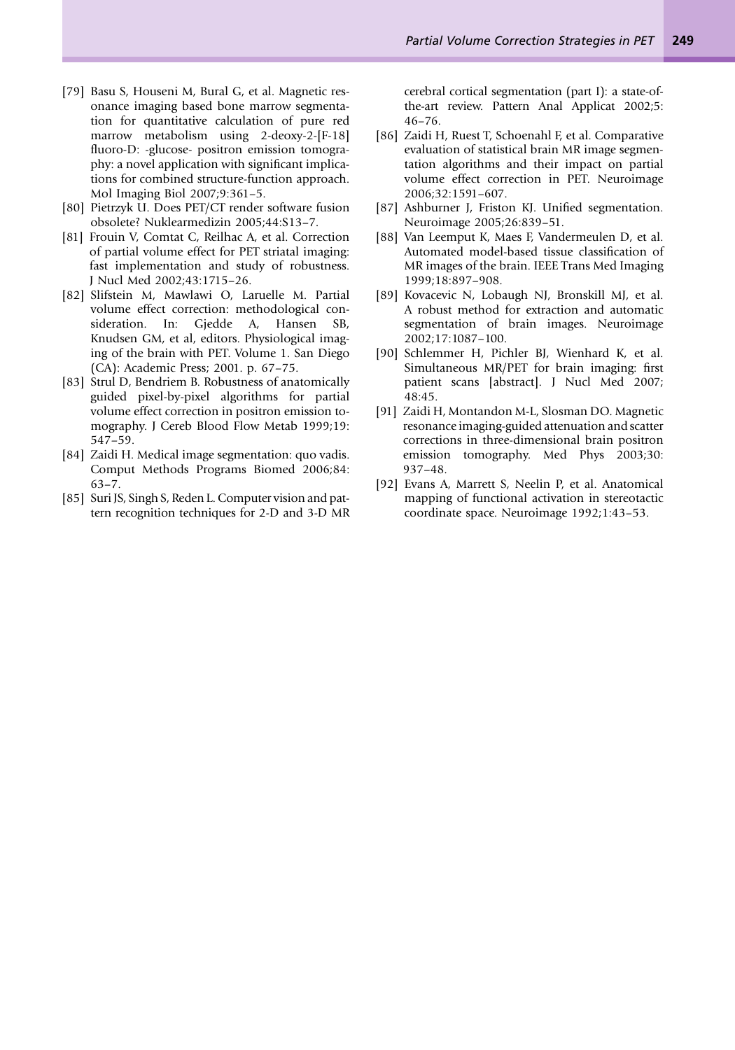[79] Basu S, Houseni M, Bural G, et al. Magnetic resonance imaging based bone marrow segmentation for quantitative calculation of pure red marrow metabolism using 2-deoxy-2-[F-18] fluoro-D: -glucose- positron emission tomography: a novel application with significant implications for combined structure-function approach. Mol Imaging Biol 2007;9:361–5.

[80] Pietrzyk U. Does PET/CT render software fusion obsolete? Nuklearmedizin 2005;44:S13–7.

[81] Frouin V, Comtat C, Reilhac A, et al. Correction of partial volume effect for PET striatal imaging: fast implementation and study of robustness. J Nucl Med 2002;43:1715–26.

[82] Slifstein M, Mawlawi O, Laruelle M. Partial volume effect correction: methodological consideration. In: Gjedde A, Hansen SB, Knudsen GM, et al, editors. Physiological imaging of the brain with PET. Volume 1. San Diego (CA): Academic Press; 2001. p. 67–75.

[83] Strul D, Bendriem B. Robustness of anatomically guided pixel-by-pixel algorithms for partial volume effect correction in positron emission tomography. J Cereb Blood Flow Metab 1999;19: 547–59.

[84] Zaidi H. Medical image segmentation: quo vadis. Comput Methods Programs Biomed 2006;84: 63–7.

[85] Suri JS, Singh S, Reden L. Computer vision and pattern recognition techniques for 2-D and 3-D MR cerebral cortical segmentation (part I): a state-of-the-art review. Pattern Anal Applicat 2002;5: 46–76.

[86] Zaidi H, Ruest T, Schoenahl F, et al. Comparative evaluation of statistical brain MR image segmentation algorithms and their impact on partial volume effect correction in PET. Neuroimage 2006;32:1591–607.

[87] Ashburner J, Friston KJ. Unified segmentation. Neuroimage 2005;26:839–51.

[88] Van Leemput K, Maes F, Vandermeulen D, et al. Automated model-based tissue classification of MR images of the brain. IEEE Trans Med Imaging 1999;18:897–908.

[89] Kovacevic N, Lobaugh NJ, Bronskill MJ, et al. A robust method for extraction and automatic segmentation of brain images. Neuroimage 2002;17:1087–100.

[90] Schlemmer H, Pichler BJ, Wienhard K, et al. Simultaneous MR/PET for brain imaging: first patient scans [abstract]. J Nucl Med 2007; 48:45.

[91] Zaidi H, Montandon M-L, Slosman DO. Magnetic resonance imaging-guided attenuation and scatter corrections in three-dimensional brain positron emission tomography. Med Phys 2003;30: 937–48.

[92] Evans A, Marrett S, Neelin P, et al. Anatomical mapping of functional activation in stereotactic coordinate space. Neuroimage 1992;1:43–53.